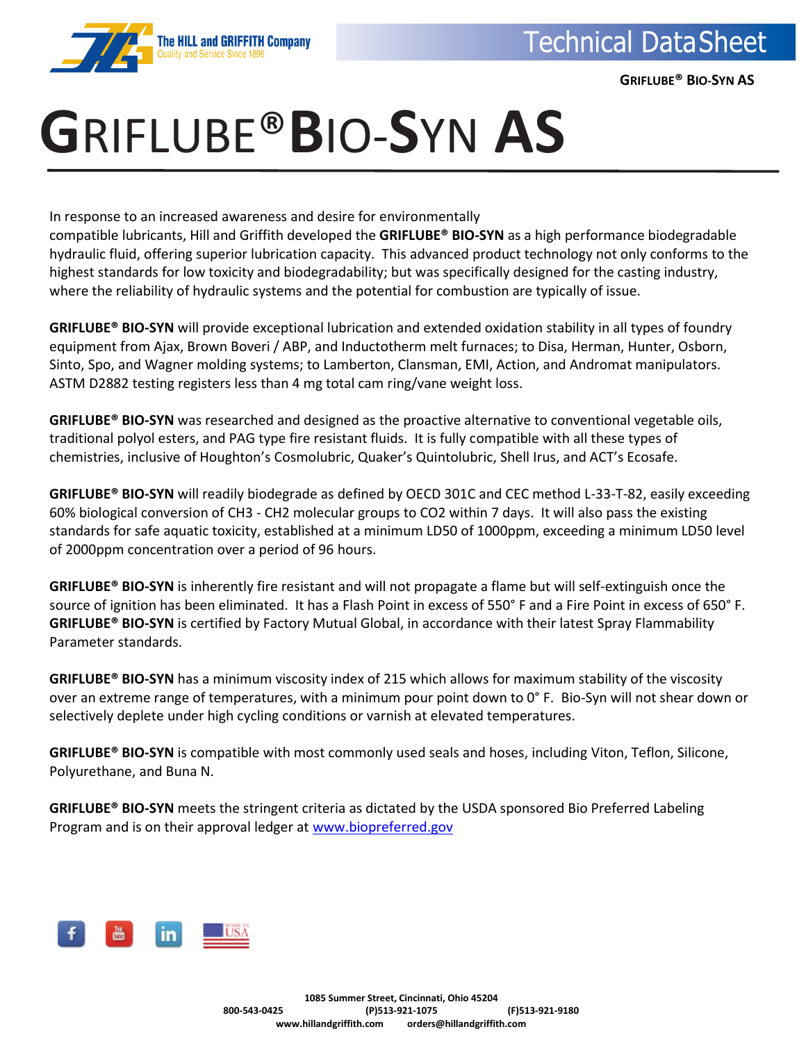# GRIFLUBE® BIO-SYN AS

In response to an increased awareness and desire for environmentally compatible lubricants, Hill and Griffith developed the **GRIFLUBE® BIO-SYN** as a high performance biodegradable hydraulic fluid, offering superior lubrication capacity. This advanced product technology not only conforms to the highest standards for low toxicity and biodegradability; but was specifically designed for the casting industry, where the reliability of hydraulic systems and the potential for combustion are typically of issue.

**GRIFLUBE® BIO-SYN** will provide exceptional lubrication and extended oxidation stability in all types of foundry equipment from Ajax, Brown Boveri / ABP, and Inductotherm melt furnaces; to Disa, Herman, Hunter, Osborn, Sinto, Spo, and Wagner molding systems; to Lamberton, Clansman, EMI, Action, and Andromat manipulators. ASTM D2882 testing registers less than 4 mg total cam ring/vane weight loss.

**GRIFLUBE® BIO-SYN** was researched and designed as the proactive alternative to conventional vegetable oils, traditional polyol esters, and PAG type fire resistant fluids. It is fully compatible with all these types of chemistries, inclusive of Houghton's Cosmolubric, Quaker's Quintolubric, Shell Irus, and ACT's Ecosafe.

**GRIFLUBE® BIO-SYN** will readily biodegrade as defined by OECD 301C and CEC method L-33-T-82, easily exceeding 60% biological conversion of $CH_3$ - $CH_2$ molecular groups to $CO_2$ within 7 days. It will also pass the existing standards for safe aquatic toxicity, established at a minimum $LD_{50}$ of 1000ppm, exceeding a minimum $LD_{50}$ level of 2000ppm concentration over a period of 96 hours.

**GRIFLUBE® BIO-SYN** is inherently fire resistant and will not propagate a flame but will self-extinguish once the source of ignition has been eliminated. It has a Flash Point in excess of 550° F and a Fire Point in excess of 650° F. **GRIFLUBE® BIO-SYN** is certified by Factory Mutual Global, in accordance with their latest Spray Flammability Parameter standards.

**GRIFLUBE® BIO-SYN** has a minimum viscosity index of 215 which allows for maximum stability of the viscosity over an extreme range of temperatures, with a minimum pour point down to 0° F. Bio-Syn will not shear down or selectively deplete under high cycling conditions or varnish at elevated temperatures.

**GRIFLUBE® BIO-SYN** is compatible with most commonly used seals and hoses, including Viton, Teflon, Silicone, Polyurethane, and Buna N.

**GRIFLUBE® BIO-SYN** meets the stringent criteria as dictated by the USDA sponsored Bio Preferred Labeling Program and is on their approval ledger at www.biopreferred.gov

1085 Summer Street, Cincinnati, Ohio 45204
800-543-0425 (P)513-921-1075 (F)513-921-9180
www.hillandgriffith.com orders@hillandgriffith.com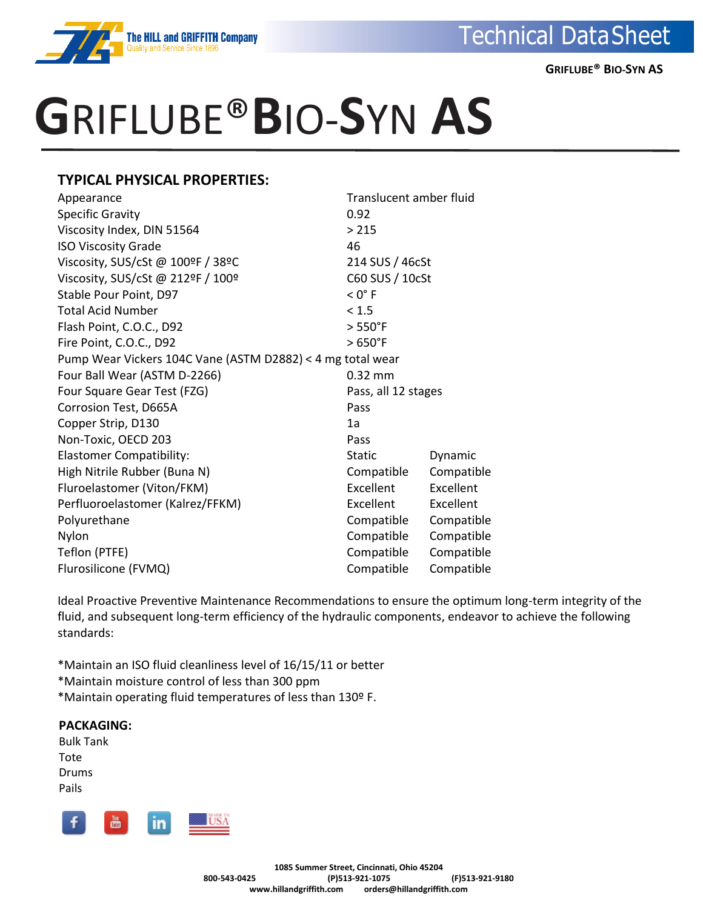# GRIFLUBE® BIO-SYN AS

## TYPICAL PHYSICAL PROPERTIES:

| | | |
|---|---|---|
| Appearance | Translucent amber fluid | |
| Specific Gravity | 0.92 | |
| Viscosity Index, DIN 51564 | > 215 | |
| ISO Viscosity Grade | 46 | |
| Viscosity, SUS/cSt @ 100ºF / 38ºC | 214 SUS / 46cSt | |
| Viscosity, SUS/cSt @ 212ºF / 100º | C60 SUS / 10cSt | |
| Stable Pour Point, D97 | < 0° F | |
| Total Acid Number | < 1.5 | |
| Flash Point, C.O.C., D92 | > 550°F | |
| Fire Point, C.O.C., D92 | > 650°F | |
| Pump Wear Vickers 104C Vane (ASTM D2882) | < 4 mg total wear | |
| Four Ball Wear (ASTM D-2266) | 0.32 mm | |
| Four Square Gear Test (FZG) | Pass, all 12 stages | |
| Corrosion Test, D665A | Pass | |
| Copper Strip, D130 | 1a | |
| Non-Toxic, OECD 203 | Pass | |
| Elastomer Compatibility: | Static | Dynamic |
| High Nitrile Rubber (Buna N) | Compatible | Compatible |
| Fluroelastomer (Viton/FKM) | Excellent | Excellent |
| Perfluoroelastomer (Kalrez/FFKM) | Excellent | Excellent |
| Polyurethane | Compatible | Compatible |
| Nylon | Compatible | Compatible |
| Teflon (PTFE) | Compatible | Compatible |
| Flurosilicone (FVMQ) | Compatible | Compatible |

Ideal Proactive Preventive Maintenance Recommendations to ensure the optimum long-term integrity of the fluid, and subsequent long-term efficiency of the hydraulic components, endeavor to achieve the following standards:

*Maintain an ISO fluid cleanliness level of 16/15/11 or better
*Maintain moisture control of less than 300 ppm
*Maintain operating fluid temperatures of less than 130º F.

## PACKAGING:

Bulk Tank
Tote
Drums
Pails

1085 Summer Street, Cincinnati, Ohio 45204
800-543-0425 (P)513-921-1075 (F)513-921-9180
www.hillandgriffith.com orders@hillandgriffith.com